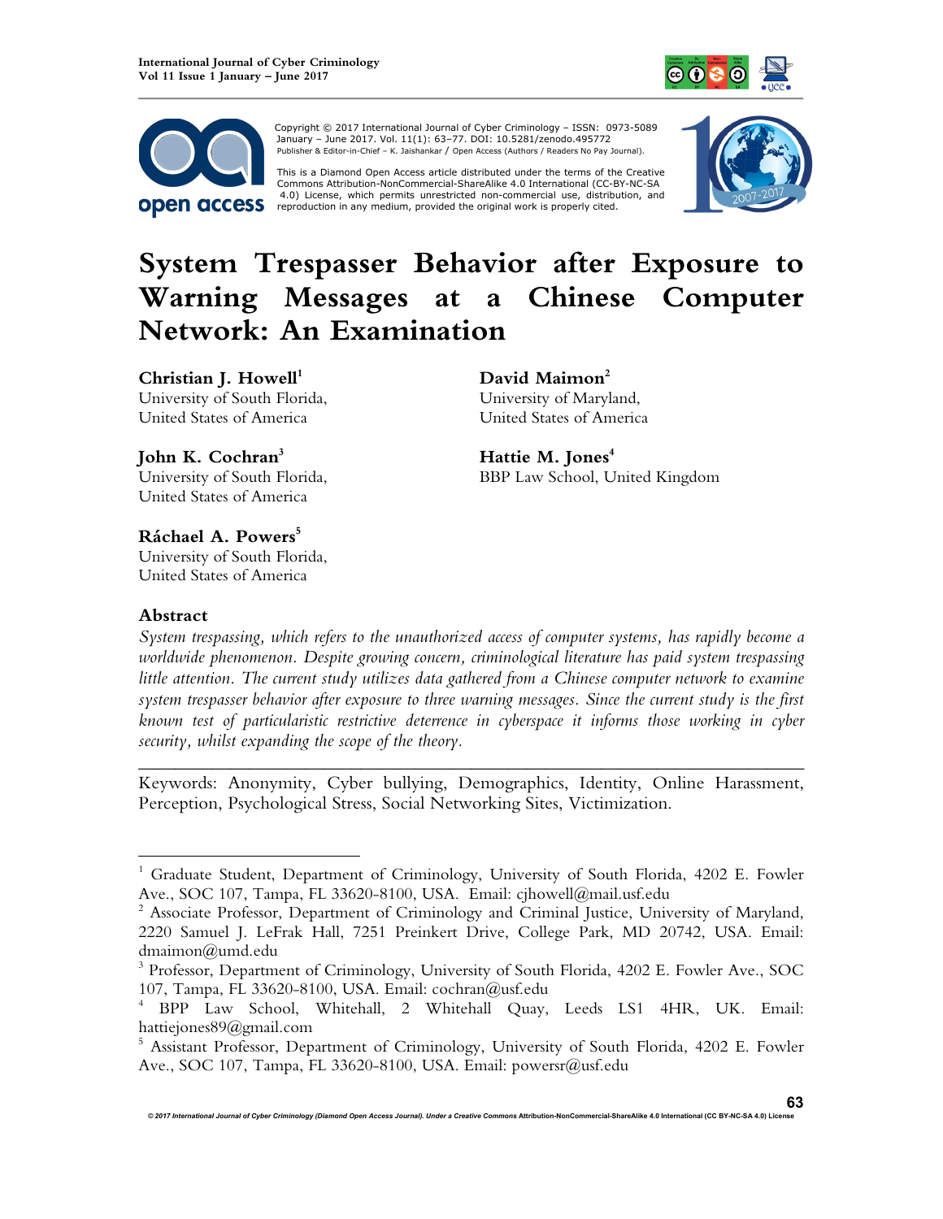Copyright © 2017 International Journal of Cyber Criminology – ISSN: 0973-5089 January – June 2017. Vol. 11(1): 63–77. DOI: 10.5281/zenodo.495772
Publisher & Editor-in-Chief – K. Jaishankar / Open Access (Authors / Readers No Pay Journal).

This is a Diamond Open Access article distributed under the terms of the Creative Commons Attribution-NonCommercial-ShareAlike 4.0 International (CC-BY-NC-SA 4.0) License, which permits unrestricted non-commercial use, distribution, and reproduction in any medium, provided the original work is properly cited.

# System Trespasser Behavior after Exposure to Warning Messages at a Chinese Computer Network: An Examination

**Christian J. Howell**[1]
University of South Florida,
United States of America

**David Maimon**[2]
University of Maryland,
United States of America

**John K. Cochran**[3]
University of South Florida,
United States of America

**Hattie M. Jones**[4]
BBP Law School, United Kingdom

**Ráchael A. Powers**[5]
University of South Florida,
United States of America

## Abstract

*System trespassing, which refers to the unauthorized access of computer systems, has rapidly become a worldwide phenomenon. Despite growing concern, criminological literature has paid system trespassing little attention. The current study utilizes data gathered from a Chinese computer network to examine system trespasser behavior after exposure to three warning messages. Since the current study is the first known test of particularistic restrictive deterrence in cyberspace it informs those working in cyber security, whilst expanding the scope of the theory.*

---

Keywords: Anonymity, Cyber bullying, Demographics, Identity, Online Harassment, Perception, Psychological Stress, Social Networking Sites, Victimization.

---

[1] Graduate Student, Department of Criminology, University of South Florida, 4202 E. Fowler Ave., SOC 107, Tampa, FL 33620-8100, USA. Email: cjhowell@mail.usf.edu

[2] Associate Professor, Department of Criminology and Criminal Justice, University of Maryland, 2220 Samuel J. LeFrak Hall, 7251 Preinkert Drive, College Park, MD 20742, USA. Email: dmaimon@umd.edu

[3] Professor, Department of Criminology, University of South Florida, 4202 E. Fowler Ave., SOC 107, Tampa, FL 33620-8100, USA. Email: cochran@usf.edu

[4] BPP Law School, Whitehall, 2 Whitehall Quay, Leeds LS1 4HR, UK. Email: hattiejones89@gmail.com

[5] Assistant Professor, Department of Criminology, University of South Florida, 4202 E. Fowler Ave., SOC 107, Tampa, FL 33620-8100, USA. Email: powersr@usf.edu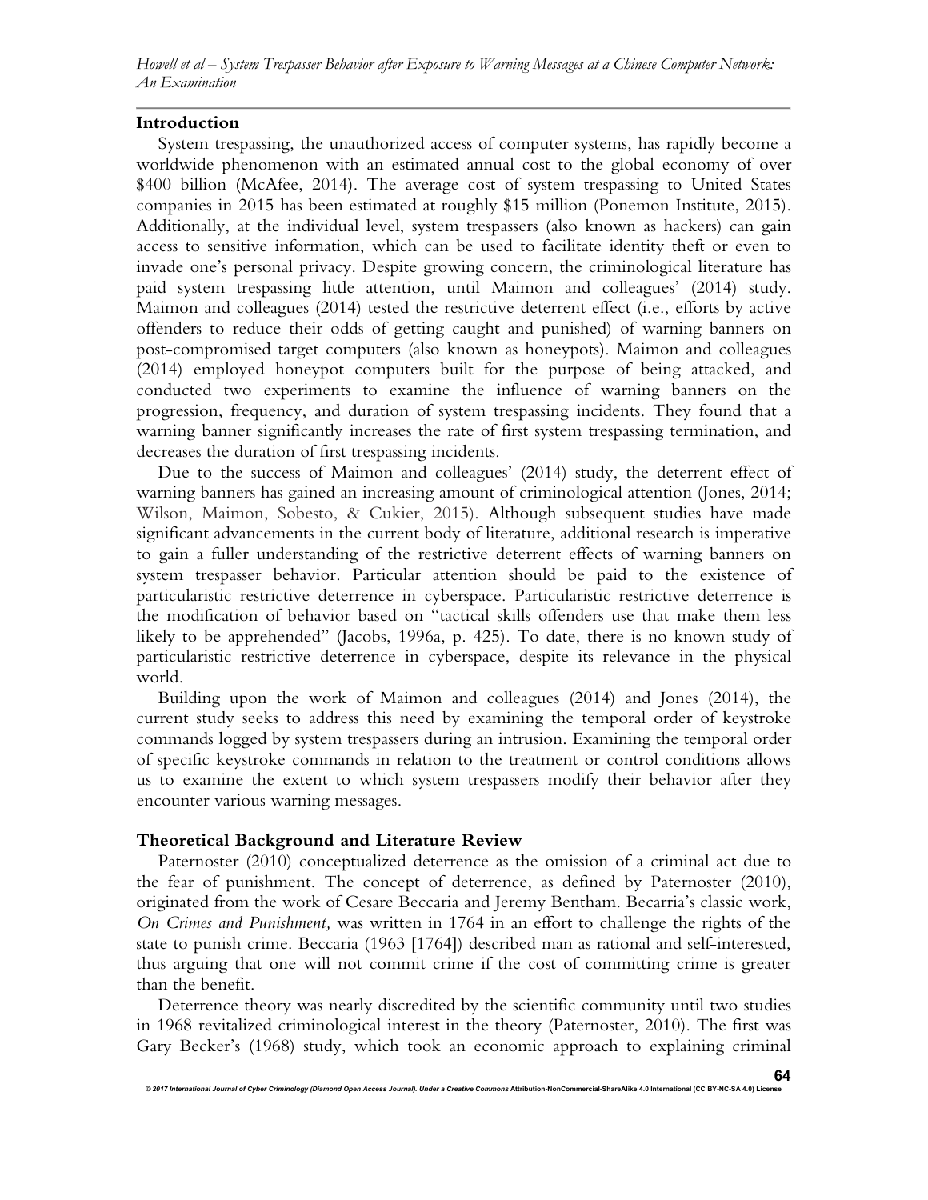## Introduction

System trespassing, the unauthorized access of computer systems, has rapidly become a worldwide phenomenon with an estimated annual cost to the global economy of over \$400 billion (McAfee, 2014). The average cost of system trespassing to United States companies in 2015 has been estimated at roughly \$15 million (Ponemon Institute, 2015). Additionally, at the individual level, system trespassers (also known as hackers) can gain access to sensitive information, which can be used to facilitate identity theft or even to invade one's personal privacy. Despite growing concern, the criminological literature has paid system trespassing little attention, until Maimon and colleagues' (2014) study. Maimon and colleagues (2014) tested the restrictive deterrent effect (i.e., efforts by active offenders to reduce their odds of getting caught and punished) of warning banners on post-compromised target computers (also known as honeypots). Maimon and colleagues (2014) employed honeypot computers built for the purpose of being attacked, and conducted two experiments to examine the influence of warning banners on the progression, frequency, and duration of system trespassing incidents. They found that a warning banner significantly increases the rate of first system trespassing termination, and decreases the duration of first trespassing incidents.

Due to the success of Maimon and colleagues' (2014) study, the deterrent effect of warning banners has gained an increasing amount of criminological attention (Jones, 2014; Wilson, Maimon, Sobesto, & Cukier, 2015). Although subsequent studies have made significant advancements in the current body of literature, additional research is imperative to gain a fuller understanding of the restrictive deterrent effects of warning banners on system trespasser behavior. Particular attention should be paid to the existence of particularistic restrictive deterrence in cyberspace. Particularistic restrictive deterrence is the modification of behavior based on "tactical skills offenders use that make them less likely to be apprehended" (Jacobs, 1996a, p. 425). To date, there is no known study of particularistic restrictive deterrence in cyberspace, despite its relevance in the physical world.

Building upon the work of Maimon and colleagues (2014) and Jones (2014), the current study seeks to address this need by examining the temporal order of keystroke commands logged by system trespassers during an intrusion. Examining the temporal order of specific keystroke commands in relation to the treatment or control conditions allows us to examine the extent to which system trespassers modify their behavior after they encounter various warning messages.

## Theoretical Background and Literature Review

Paternoster (2010) conceptualized deterrence as the omission of a criminal act due to the fear of punishment. The concept of deterrence, as defined by Paternoster (2010), originated from the work of Cesare Beccaria and Jeremy Bentham. Becarria's classic work, *On Crimes and Punishment,* was written in 1764 in an effort to challenge the rights of the state to punish crime. Beccaria (1963 [1764]) described man as rational and self-interested, thus arguing that one will not commit crime if the cost of committing crime is greater than the benefit.

Deterrence theory was nearly discredited by the scientific community until two studies in 1968 revitalized criminological interest in the theory (Paternoster, 2010). The first was Gary Becker's (1968) study, which took an economic approach to explaining criminal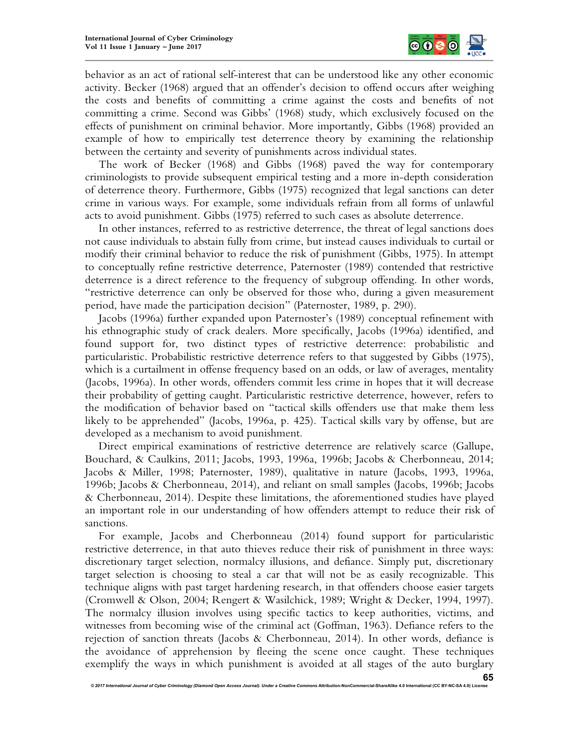behavior as an act of rational self-interest that can be understood like any other economic activity. Becker (1968) argued that an offender's decision to offend occurs after weighing the costs and benefits of committing a crime against the costs and benefits of not committing a crime. Second was Gibbs' (1968) study, which exclusively focused on the effects of punishment on criminal behavior. More importantly, Gibbs (1968) provided an example of how to empirically test deterrence theory by examining the relationship between the certainty and severity of punishments across individual states.

The work of Becker (1968) and Gibbs (1968) paved the way for contemporary criminologists to provide subsequent empirical testing and a more in-depth consideration of deterrence theory. Furthermore, Gibbs (1975) recognized that legal sanctions can deter crime in various ways. For example, some individuals refrain from all forms of unlawful acts to avoid punishment. Gibbs (1975) referred to such cases as absolute deterrence.

In other instances, referred to as restrictive deterrence, the threat of legal sanctions does not cause individuals to abstain fully from crime, but instead causes individuals to curtail or modify their criminal behavior to reduce the risk of punishment (Gibbs, 1975). In attempt to conceptually refine restrictive deterrence, Paternoster (1989) contended that restrictive deterrence is a direct reference to the frequency of subgroup offending. In other words, "restrictive deterrence can only be observed for those who, during a given measurement period, have made the participation decision" (Paternoster, 1989, p. 290).

Jacobs (1996a) further expanded upon Paternoster's (1989) conceptual refinement with his ethnographic study of crack dealers. More specifically, Jacobs (1996a) identified, and found support for, two distinct types of restrictive deterrence: probabilistic and particularistic. Probabilistic restrictive deterrence refers to that suggested by Gibbs (1975), which is a curtailment in offense frequency based on an odds, or law of averages, mentality (Jacobs, 1996a). In other words, offenders commit less crime in hopes that it will decrease their probability of getting caught. Particularistic restrictive deterrence, however, refers to the modification of behavior based on "tactical skills offenders use that make them less likely to be apprehended" (Jacobs, 1996a, p. 425). Tactical skills vary by offense, but are developed as a mechanism to avoid punishment.

Direct empirical examinations of restrictive deterrence are relatively scarce (Gallupe, Bouchard, & Caulkins, 2011; Jacobs, 1993, 1996a, 1996b; Jacobs & Cherbonneau, 2014; Jacobs & Miller, 1998; Paternoster, 1989), qualitative in nature (Jacobs, 1993, 1996a, 1996b; Jacobs & Cherbonneau, 2014), and reliant on small samples (Jacobs, 1996b; Jacobs & Cherbonneau, 2014). Despite these limitations, the aforementioned studies have played an important role in our understanding of how offenders attempt to reduce their risk of sanctions.

For example, Jacobs and Cherbonneau (2014) found support for particularistic restrictive deterrence, in that auto thieves reduce their risk of punishment in three ways: discretionary target selection, normalcy illusions, and defiance. Simply put, discretionary target selection is choosing to steal a car that will not be as easily recognizable. This technique aligns with past target hardening research, in that offenders choose easier targets (Cromwell & Olson, 2004; Rengert & Wasilchick, 1989; Wright & Decker, 1994, 1997). The normalcy illusion involves using specific tactics to keep authorities, victims, and witnesses from becoming wise of the criminal act (Goffman, 1963). Defiance refers to the rejection of sanction threats (Jacobs & Cherbonneau, 2014). In other words, defiance is the avoidance of apprehension by fleeing the scene once caught. These techniques exemplify the ways in which punishment is avoided at all stages of the auto burglary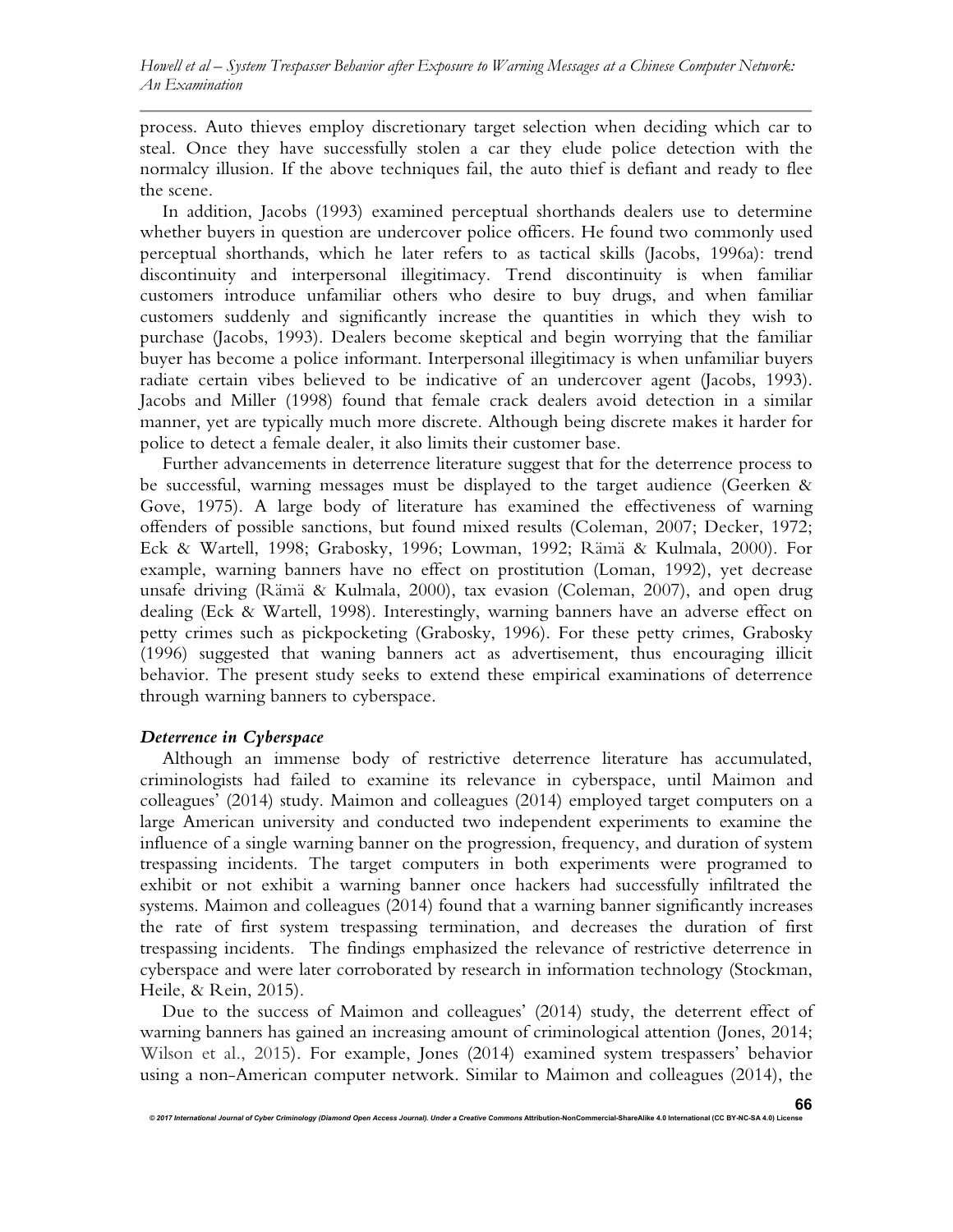process. Auto thieves employ discretionary target selection when deciding which car to steal. Once they have successfully stolen a car they elude police detection with the normalcy illusion. If the above techniques fail, the auto thief is defiant and ready to flee the scene.

In addition, Jacobs (1993) examined perceptual shorthands dealers use to determine whether buyers in question are undercover police officers. He found two commonly used perceptual shorthands, which he later refers to as tactical skills (Jacobs, 1996a): trend discontinuity and interpersonal illegitimacy. Trend discontinuity is when familiar customers introduce unfamiliar others who desire to buy drugs, and when familiar customers suddenly and significantly increase the quantities in which they wish to purchase (Jacobs, 1993). Dealers become skeptical and begin worrying that the familiar buyer has become a police informant. Interpersonal illegitimacy is when unfamiliar buyers radiate certain vibes believed to be indicative of an undercover agent (Jacobs, 1993). Jacobs and Miller (1998) found that female crack dealers avoid detection in a similar manner, yet are typically much more discrete. Although being discrete makes it harder for police to detect a female dealer, it also limits their customer base.

Further advancements in deterrence literature suggest that for the deterrence process to be successful, warning messages must be displayed to the target audience (Geerken & Gove, 1975). A large body of literature has examined the effectiveness of warning offenders of possible sanctions, but found mixed results (Coleman, 2007; Decker, 1972; Eck & Wartell, 1998; Grabosky, 1996; Lowman, 1992; Rämä & Kulmala, 2000). For example, warning banners have no effect on prostitution (Loman, 1992), yet decrease unsafe driving (Rämä & Kulmala, 2000), tax evasion (Coleman, 2007), and open drug dealing (Eck & Wartell, 1998). Interestingly, warning banners have an adverse effect on petty crimes such as pickpocketing (Grabosky, 1996). For these petty crimes, Grabosky (1996) suggested that waning banners act as advertisement, thus encouraging illicit behavior. The present study seeks to extend these empirical examinations of deterrence through warning banners to cyberspace.

### *Deterrence in Cyberspace*

Although an immense body of restrictive deterrence literature has accumulated, criminologists had failed to examine its relevance in cyberspace, until Maimon and colleagues' (2014) study. Maimon and colleagues (2014) employed target computers on a large American university and conducted two independent experiments to examine the influence of a single warning banner on the progression, frequency, and duration of system trespassing incidents. The target computers in both experiments were programed to exhibit or not exhibit a warning banner once hackers had successfully infiltrated the systems. Maimon and colleagues (2014) found that a warning banner significantly increases the rate of first system trespassing termination, and decreases the duration of first trespassing incidents. The findings emphasized the relevance of restrictive deterrence in cyberspace and were later corroborated by research in information technology (Stockman, Heile, & Rein, 2015).

Due to the success of Maimon and colleagues' (2014) study, the deterrent effect of warning banners has gained an increasing amount of criminological attention (Jones, 2014; Wilson et al., 2015). For example, Jones (2014) examined system trespassers' behavior using a non-American computer network. Similar to Maimon and colleagues (2014), the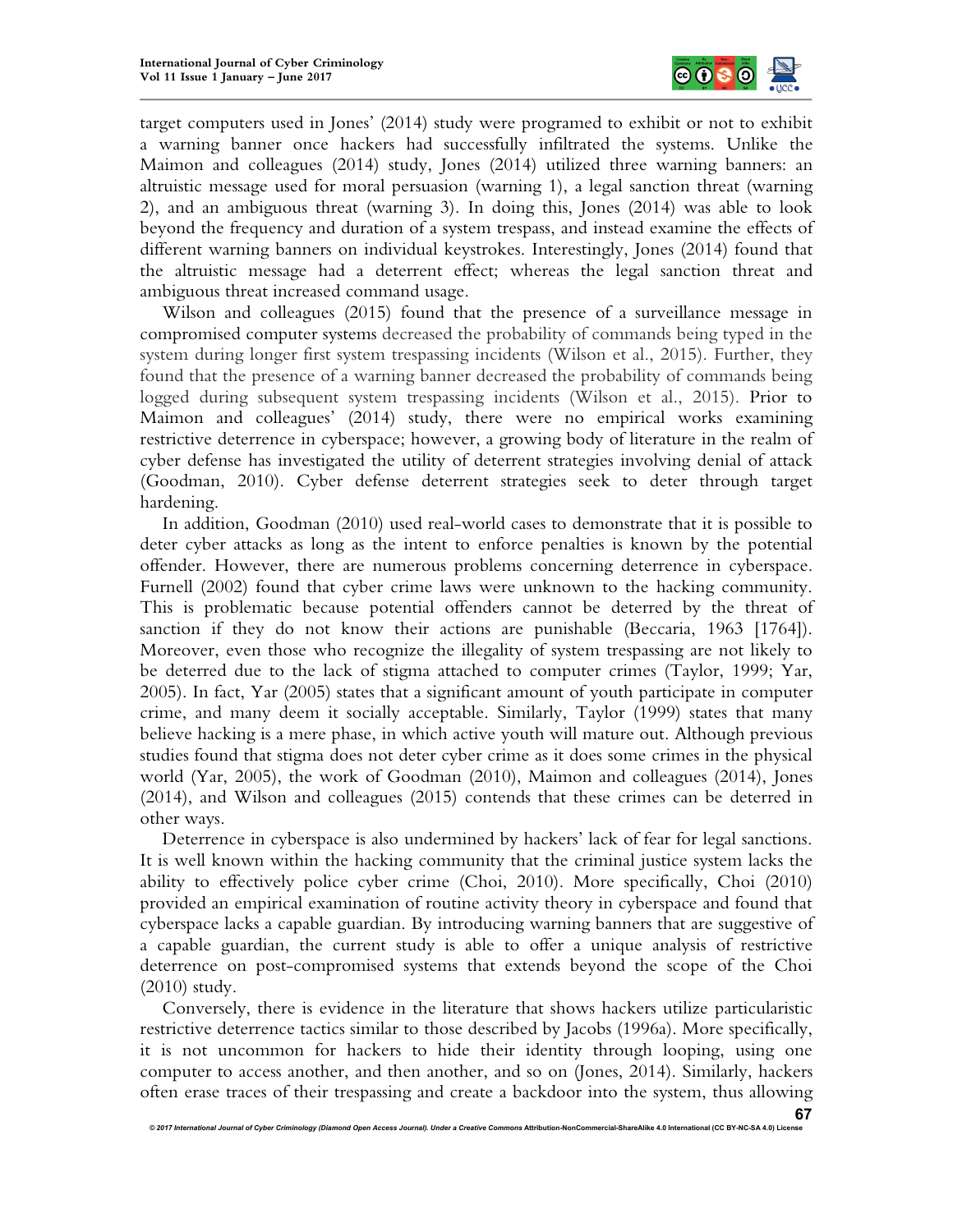target computers used in Jones' (2014) study were programed to exhibit or not to exhibit a warning banner once hackers had successfully infiltrated the systems. Unlike the Maimon and colleagues (2014) study, Jones (2014) utilized three warning banners: an altruistic message used for moral persuasion (warning 1), a legal sanction threat (warning 2), and an ambiguous threat (warning 3). In doing this, Jones (2014) was able to look beyond the frequency and duration of a system trespass, and instead examine the effects of different warning banners on individual keystrokes. Interestingly, Jones (2014) found that the altruistic message had a deterrent effect; whereas the legal sanction threat and ambiguous threat increased command usage.

Wilson and colleagues (2015) found that the presence of a surveillance message in compromised computer systems decreased the probability of commands being typed in the system during longer first system trespassing incidents (Wilson et al., 2015). Further, they found that the presence of a warning banner decreased the probability of commands being logged during subsequent system trespassing incidents (Wilson et al., 2015). Prior to Maimon and colleagues' (2014) study, there were no empirical works examining restrictive deterrence in cyberspace; however, a growing body of literature in the realm of cyber defense has investigated the utility of deterrent strategies involving denial of attack (Goodman, 2010). Cyber defense deterrent strategies seek to deter through target hardening.

In addition, Goodman (2010) used real-world cases to demonstrate that it is possible to deter cyber attacks as long as the intent to enforce penalties is known by the potential offender. However, there are numerous problems concerning deterrence in cyberspace. Furnell (2002) found that cyber crime laws were unknown to the hacking community. This is problematic because potential offenders cannot be deterred by the threat of sanction if they do not know their actions are punishable (Beccaria, 1963 [1764]). Moreover, even those who recognize the illegality of system trespassing are not likely to be deterred due to the lack of stigma attached to computer crimes (Taylor, 1999; Yar, 2005). In fact, Yar (2005) states that a significant amount of youth participate in computer crime, and many deem it socially acceptable. Similarly, Taylor (1999) states that many believe hacking is a mere phase, in which active youth will mature out. Although previous studies found that stigma does not deter cyber crime as it does some crimes in the physical world (Yar, 2005), the work of Goodman (2010), Maimon and colleagues (2014), Jones (2014), and Wilson and colleagues (2015) contends that these crimes can be deterred in other ways.

Deterrence in cyberspace is also undermined by hackers' lack of fear for legal sanctions. It is well known within the hacking community that the criminal justice system lacks the ability to effectively police cyber crime (Choi, 2010). More specifically, Choi (2010) provided an empirical examination of routine activity theory in cyberspace and found that cyberspace lacks a capable guardian. By introducing warning banners that are suggestive of a capable guardian, the current study is able to offer a unique analysis of restrictive deterrence on post-compromised systems that extends beyond the scope of the Choi (2010) study.

Conversely, there is evidence in the literature that shows hackers utilize particularistic restrictive deterrence tactics similar to those described by Jacobs (1996a). More specifically, it is not uncommon for hackers to hide their identity through looping, using one computer to access another, and then another, and so on (Jones, 2014). Similarly, hackers often erase traces of their trespassing and create a backdoor into the system, thus allowing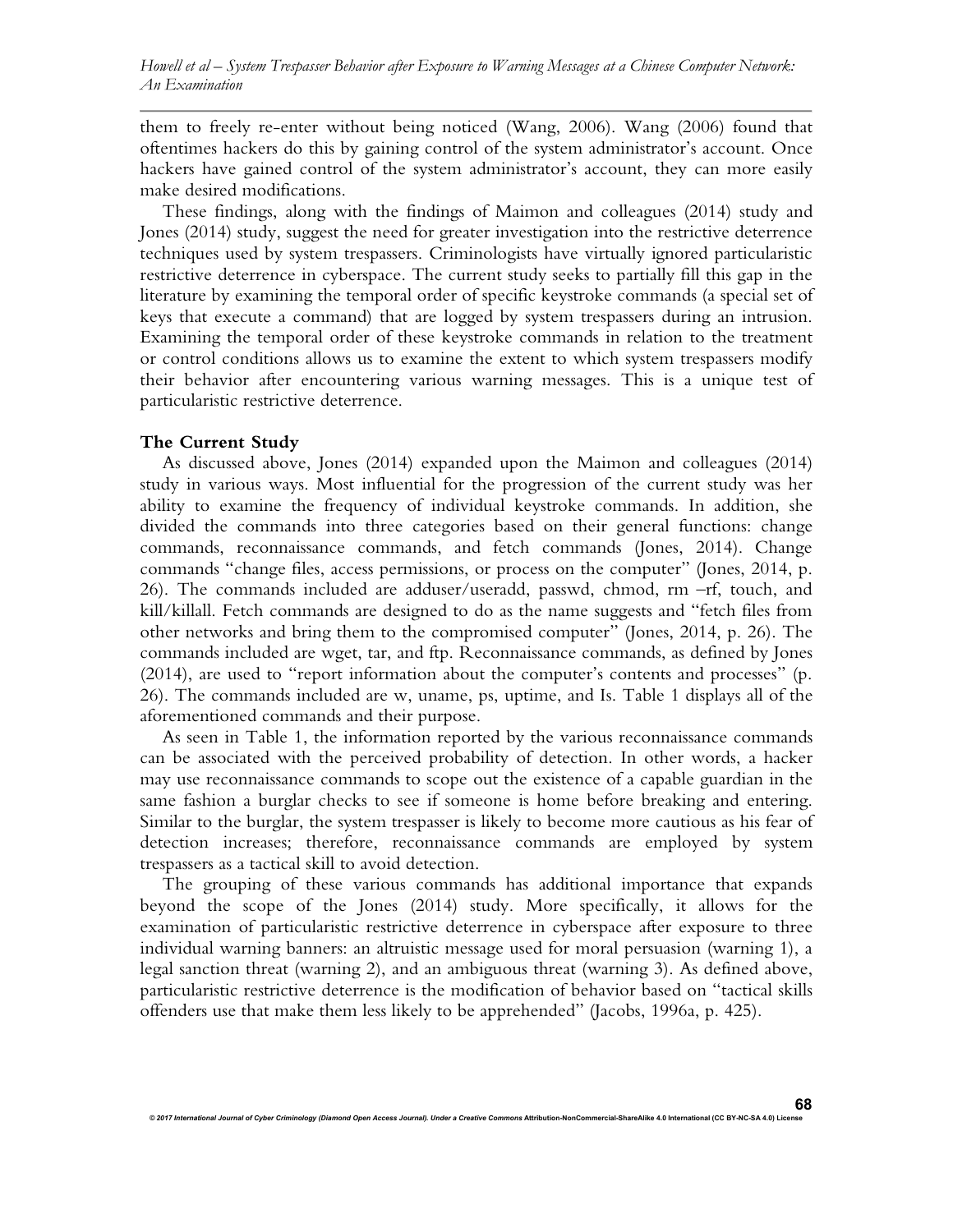them to freely re-enter without being noticed (Wang, 2006). Wang (2006) found that oftentimes hackers do this by gaining control of the system administrator's account. Once hackers have gained control of the system administrator's account, they can more easily make desired modifications.

These findings, along with the findings of Maimon and colleagues (2014) study and Jones (2014) study, suggest the need for greater investigation into the restrictive deterrence techniques used by system trespassers. Criminologists have virtually ignored particularistic restrictive deterrence in cyberspace. The current study seeks to partially fill this gap in the literature by examining the temporal order of specific keystroke commands (a special set of keys that execute a command) that are logged by system trespassers during an intrusion. Examining the temporal order of these keystroke commands in relation to the treatment or control conditions allows us to examine the extent to which system trespassers modify their behavior after encountering various warning messages. This is a unique test of particularistic restrictive deterrence.

**The Current Study**

As discussed above, Jones (2014) expanded upon the Maimon and colleagues (2014) study in various ways. Most influential for the progression of the current study was her ability to examine the frequency of individual keystroke commands. In addition, she divided the commands into three categories based on their general functions: change commands, reconnaissance commands, and fetch commands (Jones, 2014). Change commands "change files, access permissions, or process on the computer" (Jones, 2014, p. 26). The commands included are adduser/useradd, passwd, chmod, rm –rf, touch, and kill/killall. Fetch commands are designed to do as the name suggests and "fetch files from other networks and bring them to the compromised computer" (Jones, 2014, p. 26). The commands included are wget, tar, and ftp. Reconnaissance commands, as defined by Jones (2014), are used to "report information about the computer's contents and processes" (p. 26). The commands included are w, uname, ps, uptime, and ls. Table 1 displays all of the aforementioned commands and their purpose.

As seen in Table 1, the information reported by the various reconnaissance commands can be associated with the perceived probability of detection. In other words, a hacker may use reconnaissance commands to scope out the existence of a capable guardian in the same fashion a burglar checks to see if someone is home before breaking and entering. Similar to the burglar, the system trespasser is likely to become more cautious as his fear of detection increases; therefore, reconnaissance commands are employed by system trespassers as a tactical skill to avoid detection.

The grouping of these various commands has additional importance that expands beyond the scope of the Jones (2014) study. More specifically, it allows for the examination of particularistic restrictive deterrence in cyberspace after exposure to three individual warning banners: an altruistic message used for moral persuasion (warning 1), a legal sanction threat (warning 2), and an ambiguous threat (warning 3). As defined above, particularistic restrictive deterrence is the modification of behavior based on "tactical skills offenders use that make them less likely to be apprehended" (Jacobs, 1996a, p. 425).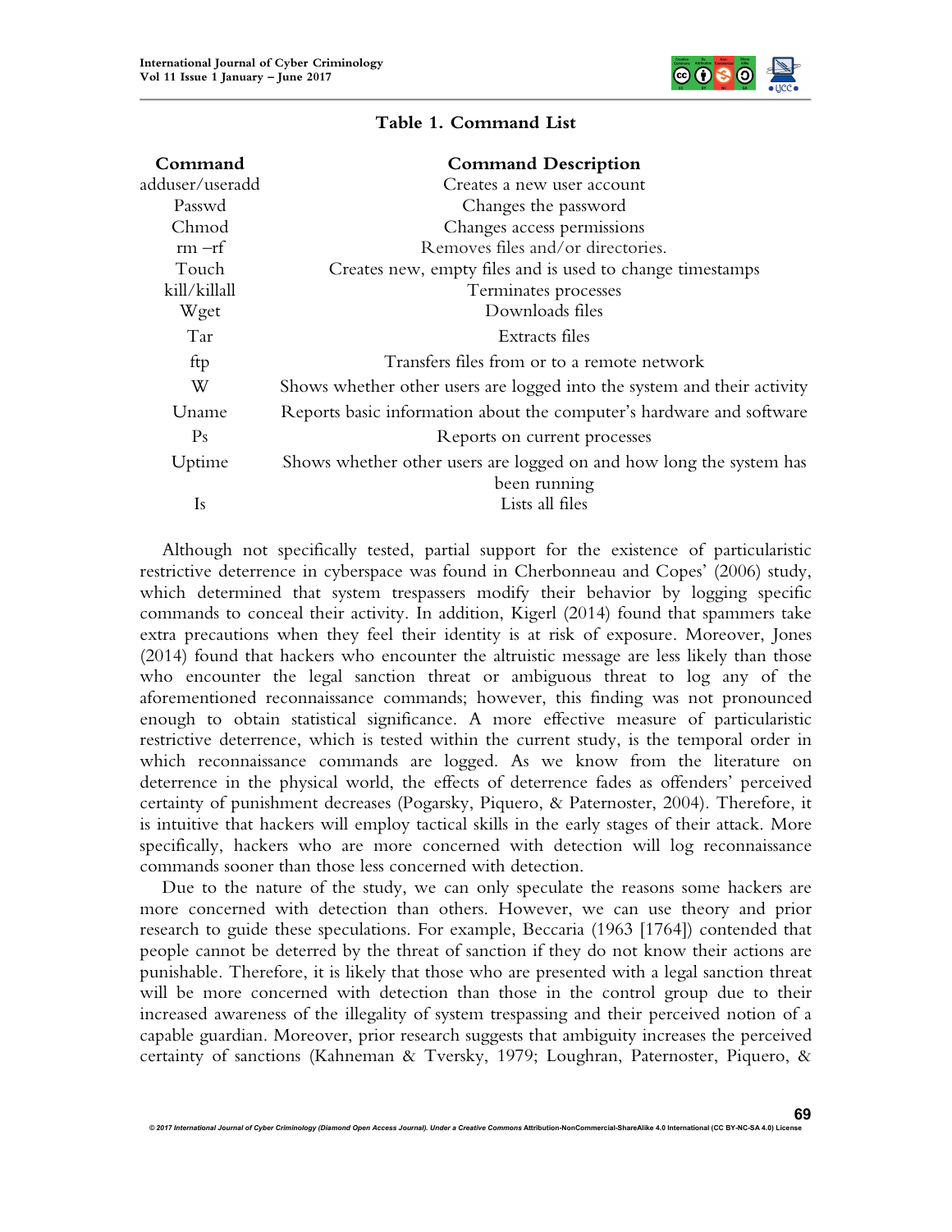**Table 1. Command List**

| Command | Command Description |
|---|---|
| adduser/useradd | Creates a new user account |
| Passwd | Changes the password |
| Chmod | Changes access permissions |
| rm –rf | Removes files and/or directories. |
| Touch | Creates new, empty files and is used to change timestamps |
| kill/killall | Terminates processes |
| Wget | Downloads files |
| Tar | Extracts files |
| ftp | Transfers files from or to a remote network |
| W | Shows whether other users are logged into the system and their activity |
| Uname | Reports basic information about the computer's hardware and software |
| Ps | Reports on current processes |
| Uptime | Shows whether other users are logged on and how long the system has been running |
| Is | Lists all files |

Although not specifically tested, partial support for the existence of particularistic restrictive deterrence in cyberspace was found in Cherbonneau and Copes' (2006) study, which determined that system trespassers modify their behavior by logging specific commands to conceal their activity. In addition, Kigerl (2014) found that spammers take extra precautions when they feel their identity is at risk of exposure. Moreover, Jones (2014) found that hackers who encounter the altruistic message are less likely than those who encounter the legal sanction threat or ambiguous threat to log any of the aforementioned reconnaissance commands; however, this finding was not pronounced enough to obtain statistical significance. A more effective measure of particularistic restrictive deterrence, which is tested within the current study, is the temporal order in which reconnaissance commands are logged. As we know from the literature on deterrence in the physical world, the effects of deterrence fades as offenders' perceived certainty of punishment decreases (Pogarsky, Piquero, & Paternoster, 2004). Therefore, it is intuitive that hackers will employ tactical skills in the early stages of their attack. More specifically, hackers who are more concerned with detection will log reconnaissance commands sooner than those less concerned with detection.

Due to the nature of the study, we can only speculate the reasons some hackers are more concerned with detection than others. However, we can use theory and prior research to guide these speculations. For example, Beccaria (1963 [1764]) contended that people cannot be deterred by the threat of sanction if they do not know their actions are punishable. Therefore, it is likely that those who are presented with a legal sanction threat will be more concerned with detection than those in the control group due to their increased awareness of the illegality of system trespassing and their perceived notion of a capable guardian. Moreover, prior research suggests that ambiguity increases the perceived certainty of sanctions (Kahneman & Tversky, 1979; Loughran, Paternoster, Piquero, &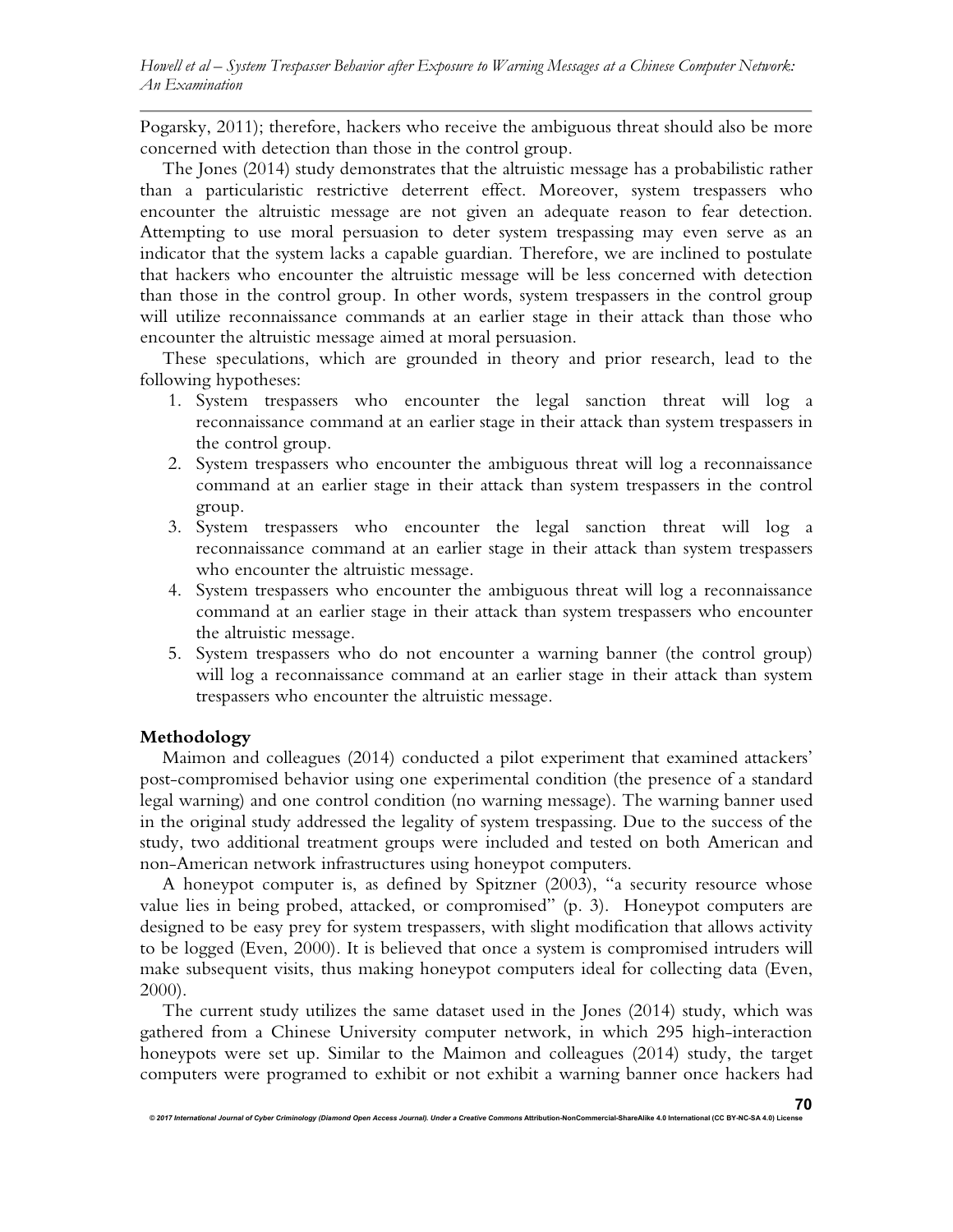Pogarsky, 2011); therefore, hackers who receive the ambiguous threat should also be more concerned with detection than those in the control group.

The Jones (2014) study demonstrates that the altruistic message has a probabilistic rather than a particularistic restrictive deterrent effect. Moreover, system trespassers who encounter the altruistic message are not given an adequate reason to fear detection. Attempting to use moral persuasion to deter system trespassing may even serve as an indicator that the system lacks a capable guardian. Therefore, we are inclined to postulate that hackers who encounter the altruistic message will be less concerned with detection than those in the control group. In other words, system trespassers in the control group will utilize reconnaissance commands at an earlier stage in their attack than those who encounter the altruistic message aimed at moral persuasion.

These speculations, which are grounded in theory and prior research, lead to the following hypotheses:

1. System trespassers who encounter the legal sanction threat will log a reconnaissance command at an earlier stage in their attack than system trespassers in the control group.
2. System trespassers who encounter the ambiguous threat will log a reconnaissance command at an earlier stage in their attack than system trespassers in the control group.
3. System trespassers who encounter the legal sanction threat will log a reconnaissance command at an earlier stage in their attack than system trespassers who encounter the altruistic message.
4. System trespassers who encounter the ambiguous threat will log a reconnaissance command at an earlier stage in their attack than system trespassers who encounter the altruistic message.
5. System trespassers who do not encounter a warning banner (the control group) will log a reconnaissance command at an earlier stage in their attack than system trespassers who encounter the altruistic message.

## Methodology

Maimon and colleagues (2014) conducted a pilot experiment that examined attackers' post-compromised behavior using one experimental condition (the presence of a standard legal warning) and one control condition (no warning message). The warning banner used in the original study addressed the legality of system trespassing. Due to the success of the study, two additional treatment groups were included and tested on both American and non-American network infrastructures using honeypot computers.

A honeypot computer is, as defined by Spitzner (2003), "a security resource whose value lies in being probed, attacked, or compromised" (p. 3). Honeypot computers are designed to be easy prey for system trespassers, with slight modification that allows activity to be logged (Even, 2000). It is believed that once a system is compromised intruders will make subsequent visits, thus making honeypot computers ideal for collecting data (Even, 2000).

The current study utilizes the same dataset used in the Jones (2014) study, which was gathered from a Chinese University computer network, in which 295 high-interaction honeypots were set up. Similar to the Maimon and colleagues (2014) study, the target computers were programed to exhibit or not exhibit a warning banner once hackers had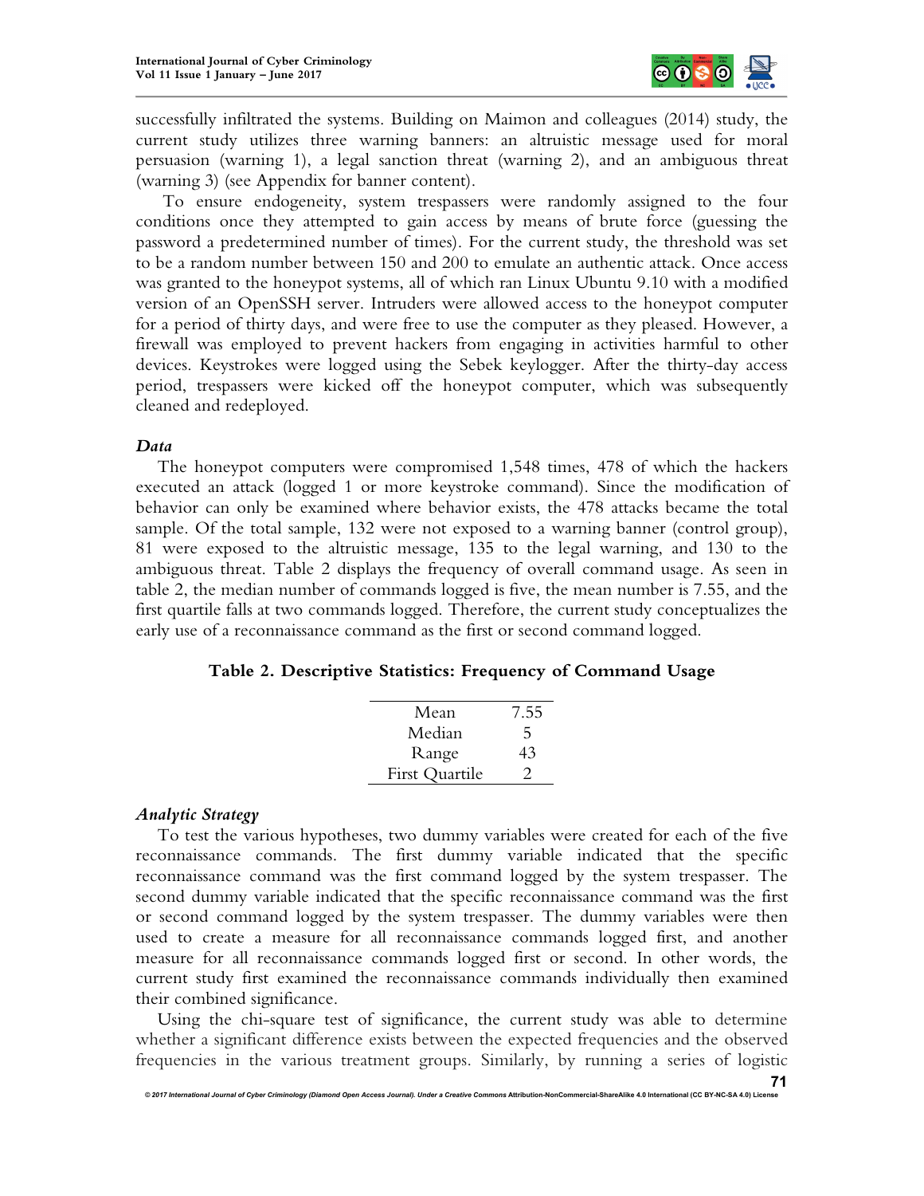successfully infiltrated the systems. Building on Maimon and colleagues (2014) study, the current study utilizes three warning banners: an altruistic message used for moral persuasion (warning 1), a legal sanction threat (warning 2), and an ambiguous threat (warning 3) (see Appendix for banner content).

To ensure endogeneity, system trespassers were randomly assigned to the four conditions once they attempted to gain access by means of brute force (guessing the password a predetermined number of times). For the current study, the threshold was set to be a random number between 150 and 200 to emulate an authentic attack. Once access was granted to the honeypot systems, all of which ran Linux Ubuntu 9.10 with a modified version of an OpenSSH server. Intruders were allowed access to the honeypot computer for a period of thirty days, and were free to use the computer as they pleased. However, a firewall was employed to prevent hackers from engaging in activities harmful to other devices. Keystrokes were logged using the Sebek keylogger. After the thirty-day access period, trespassers were kicked off the honeypot computer, which was subsequently cleaned and redeployed.

### *Data*

The honeypot computers were compromised 1,548 times, 478 of which the hackers executed an attack (logged 1 or more keystroke command). Since the modification of behavior can only be examined where behavior exists, the 478 attacks became the total sample. Of the total sample, 132 were not exposed to a warning banner (control group), 81 were exposed to the altruistic message, 135 to the legal warning, and 130 to the ambiguous threat. Table 2 displays the frequency of overall command usage. As seen in table 2, the median number of commands logged is five, the mean number is 7.55, and the first quartile falls at two commands logged. Therefore, the current study conceptualizes the early use of a reconnaissance command as the first or second command logged.

**Table 2. Descriptive Statistics: Frequency of Command Usage**

| | |
|---|---|
| Mean | 7.55 |
| Median | 5 |
| Range | 43 |
| First Quartile | 2 |

### *Analytic Strategy*

To test the various hypotheses, two dummy variables were created for each of the five reconnaissance commands. The first dummy variable indicated that the specific reconnaissance command was the first command logged by the system trespasser. The second dummy variable indicated that the specific reconnaissance command was the first or second command logged by the system trespasser. The dummy variables were then used to create a measure for all reconnaissance commands logged first, and another measure for all reconnaissance commands logged first or second. In other words, the current study first examined the reconnaissance commands individually then examined their combined significance.

Using the chi-square test of significance, the current study was able to determine whether a significant difference exists between the expected frequencies and the observed frequencies in the various treatment groups. Similarly, by running a series of logistic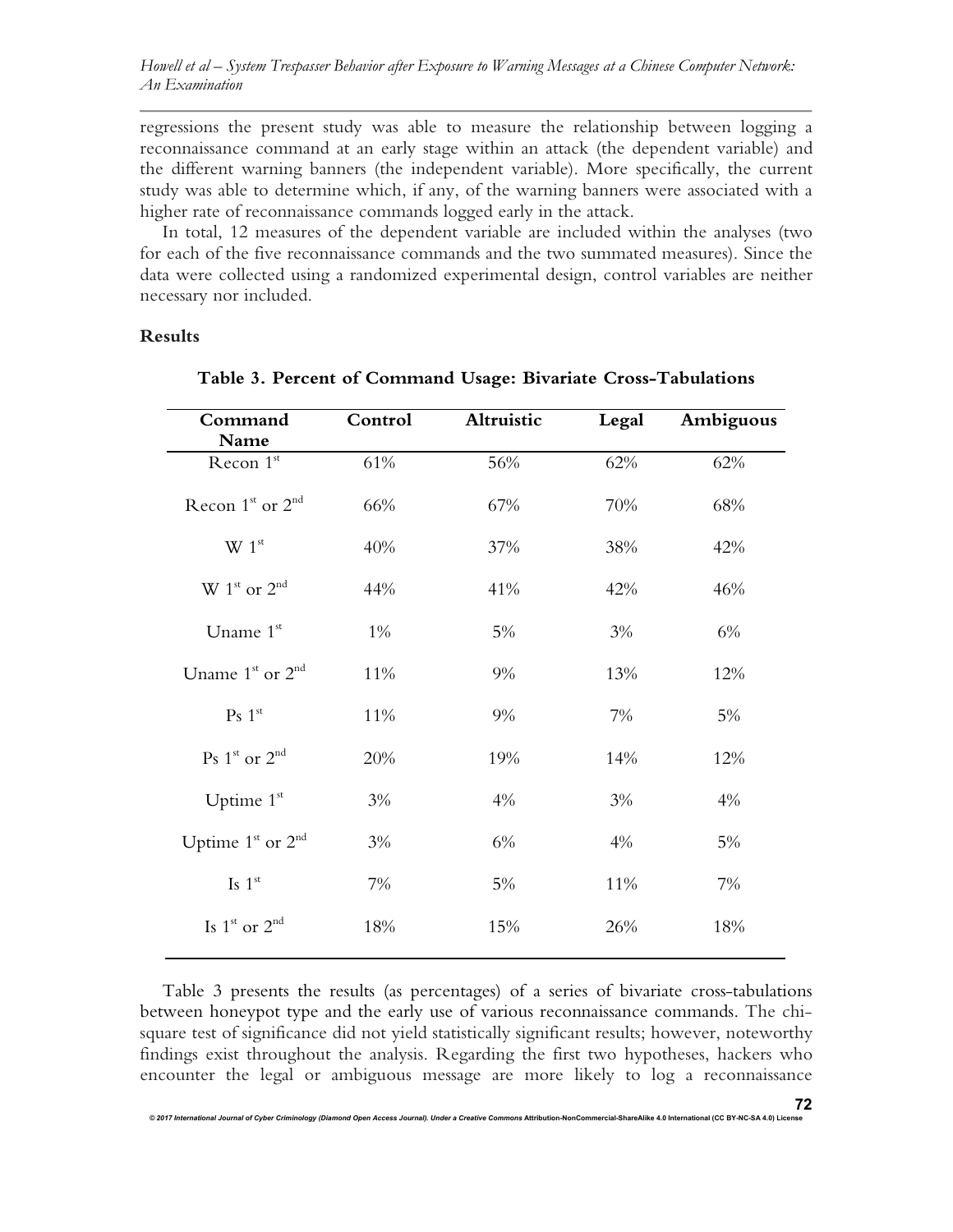regressions the present study was able to measure the relationship between logging a reconnaissance command at an early stage within an attack (the dependent variable) and the different warning banners (the independent variable). More specifically, the current study was able to determine which, if any, of the warning banners were associated with a higher rate of reconnaissance commands logged early in the attack.

In total, 12 measures of the dependent variable are included within the analyses (two for each of the five reconnaissance commands and the two summated measures). Since the data were collected using a randomized experimental design, control variables are neither necessary nor included.

## Results

**Table 3. Percent of Command Usage: Bivariate Cross-Tabulations**

| Command Name | Control | Altruistic | Legal | Ambiguous |
|---|---|---|---|---|
| Recon 1st | 61% | 56% | 62% | 62% |
| Recon 1st or 2nd | 66% | 67% | 70% | 68% |
| W 1st | 40% | 37% | 38% | 42% |
| W 1st or 2nd | 44% | 41% | 42% | 46% |
| Uname 1st | 1% | 5% | 3% | 6% |
| Uname 1st or 2nd | 11% | 9% | 13% | 12% |
| Ps 1st | 11% | 9% | 7% | 5% |
| Ps 1st or 2nd | 20% | 19% | 14% | 12% |
| Uptime 1st | 3% | 4% | 3% | 4% |
| Uptime 1st or 2nd | 3% | 6% | 4% | 5% |
| Ls 1st | 7% | 5% | 11% | 7% |
| Ls 1st or 2nd | 18% | 15% | 26% | 18% |

Table 3 presents the results (as percentages) of a series of bivariate cross-tabulations between honeypot type and the early use of various reconnaissance commands. The chi-square test of significance did not yield statistically significant results; however, noteworthy findings exist throughout the analysis. Regarding the first two hypotheses, hackers who encounter the legal or ambiguous message are more likely to log a reconnaissance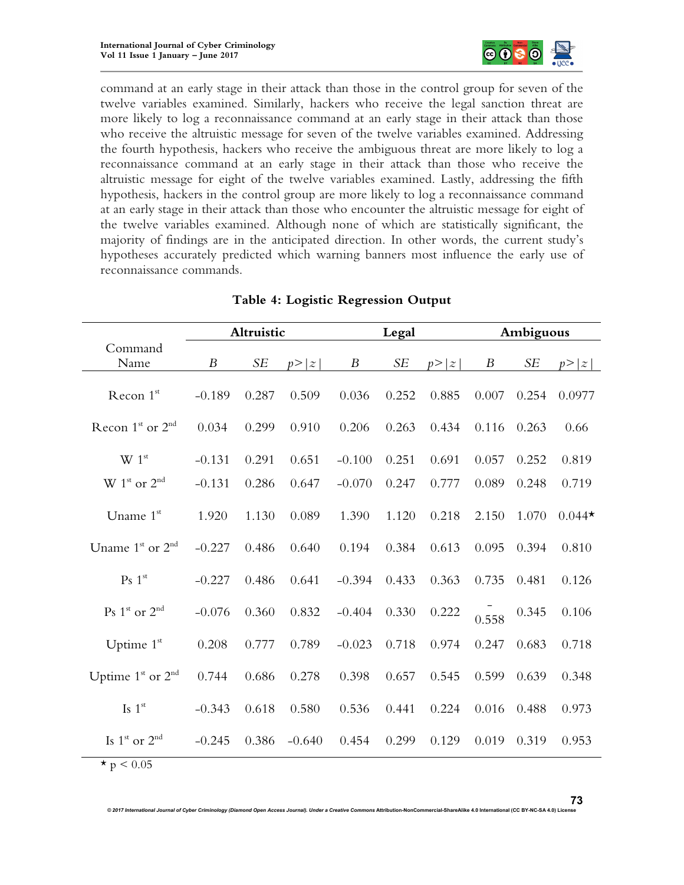command at an early stage in their attack than those in the control group for seven of the twelve variables examined. Similarly, hackers who receive the legal sanction threat are more likely to log a reconnaissance command at an early stage in their attack than those who receive the altruistic message for seven of the twelve variables examined. Addressing the fourth hypothesis, hackers who receive the ambiguous threat are more likely to log a reconnaissance command at an early stage in their attack than those who receive the altruistic message for eight of the twelve variables examined. Lastly, addressing the fifth hypothesis, hackers in the control group are more likely to log a reconnaissance command at an early stage in their attack than those who encounter the altruistic message for eight of the twelve variables examined. Although none of which are statistically significant, the majority of findings are in the anticipated direction. In other words, the current study's hypotheses accurately predicted which warning banners most influence the early use of reconnaissance commands.

**Table 4: Logistic Regression Output**

| Command Name | Altruistic | | | Legal | | | Ambiguous | | |
|---|---|---|---|---|---|---|---|---|---|
| | *B* | *SE* | *p>\|z\|* | *B* | *SE* | *p>\|z\|* | *B* | *SE* | *p>\|z\|* |
| Recon 1st | -0.189 | 0.287 | 0.509 | 0.036 | 0.252 | 0.885 | 0.007 | 0.254 | 0.0977 |
| Recon 1st or 2nd | 0.034 | 0.299 | 0.910 | 0.206 | 0.263 | 0.434 | 0.116 | 0.263 | 0.66 |
| W 1st | -0.131 | 0.291 | 0.651 | -0.100 | 0.251 | 0.691 | 0.057 | 0.252 | 0.819 |
| W 1st or 2nd | -0.131 | 0.286 | 0.647 | -0.070 | 0.247 | 0.777 | 0.089 | 0.248 | 0.719 |
| Uname 1st | 1.920 | 1.130 | 0.089 | 1.390 | 1.120 | 0.218 | 2.150 | 1.070 | 0.044* |
| Uname 1st or 2nd | -0.227 | 0.486 | 0.640 | 0.194 | 0.384 | 0.613 | 0.095 | 0.394 | 0.810 |
| Ps 1st | -0.227 | 0.486 | 0.641 | -0.394 | 0.433 | 0.363 | 0.735 | 0.481 | 0.126 |
| Ps 1st or 2nd | -0.076 | 0.360 | 0.832 | -0.404 | 0.330 | 0.222 | -0.558 | 0.345 | 0.106 |
| Uptime 1st | 0.208 | 0.777 | 0.789 | -0.023 | 0.718 | 0.974 | 0.247 | 0.683 | 0.718 |
| Uptime 1st or 2nd | 0.744 | 0.686 | 0.278 | 0.398 | 0.657 | 0.545 | 0.599 | 0.639 | 0.348 |
| Is 1st | -0.343 | 0.618 | 0.580 | 0.536 | 0.441 | 0.224 | 0.016 | 0.488 | 0.973 |
| Is 1st or 2nd | -0.245 | 0.386 | -0.640 | 0.454 | 0.299 | 0.129 | 0.019 | 0.319 | 0.953 |

* $p < 0.05$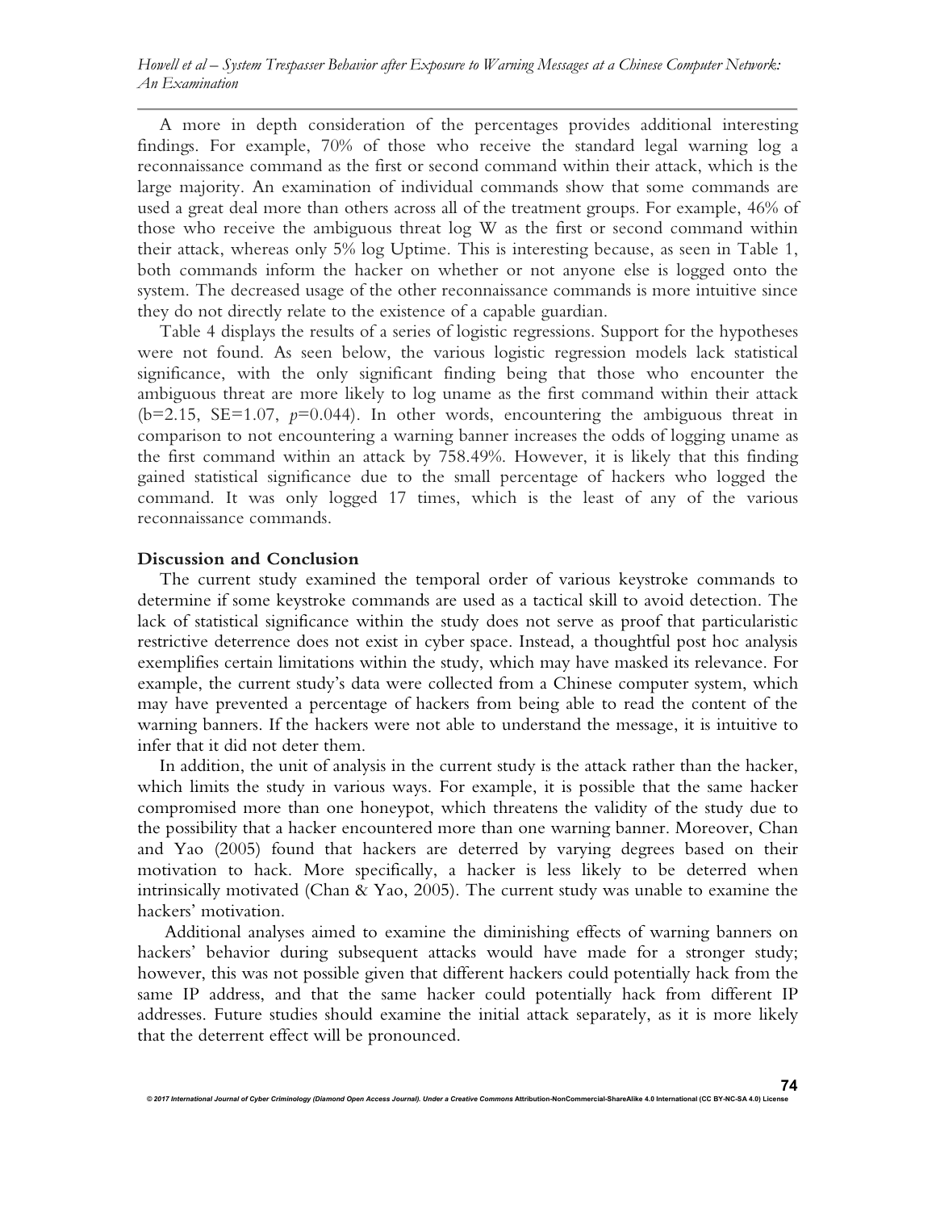A more in depth consideration of the percentages provides additional interesting findings. For example, 70% of those who receive the standard legal warning log a reconnaissance command as the first or second command within their attack, which is the large majority. An examination of individual commands show that some commands are used a great deal more than others across all of the treatment groups. For example, 46% of those who receive the ambiguous threat log W as the first or second command within their attack, whereas only 5% log Uptime. This is interesting because, as seen in Table 1, both commands inform the hacker on whether or not anyone else is logged onto the system. The decreased usage of the other reconnaissance commands is more intuitive since they do not directly relate to the existence of a capable guardian.

Table 4 displays the results of a series of logistic regressions. Support for the hypotheses were not found. As seen below, the various logistic regression models lack statistical significance, with the only significant finding being that those who encounter the ambiguous threat are more likely to log uname as the first command within their attack (b=2.15, SE=1.07, $p$=0.044). In other words, encountering the ambiguous threat in comparison to not encountering a warning banner increases the odds of logging uname as the first command within an attack by 758.49%. However, it is likely that this finding gained statistical significance due to the small percentage of hackers who logged the command. It was only logged 17 times, which is the least of any of the various reconnaissance commands.

**Discussion and Conclusion**

The current study examined the temporal order of various keystroke commands to determine if some keystroke commands are used as a tactical skill to avoid detection. The lack of statistical significance within the study does not serve as proof that particularistic restrictive deterrence does not exist in cyber space. Instead, a thoughtful post hoc analysis exemplifies certain limitations within the study, which may have masked its relevance. For example, the current study's data were collected from a Chinese computer system, which may have prevented a percentage of hackers from being able to read the content of the warning banners. If the hackers were not able to understand the message, it is intuitive to infer that it did not deter them.

In addition, the unit of analysis in the current study is the attack rather than the hacker, which limits the study in various ways. For example, it is possible that the same hacker compromised more than one honeypot, which threatens the validity of the study due to the possibility that a hacker encountered more than one warning banner. Moreover, Chan and Yao (2005) found that hackers are deterred by varying degrees based on their motivation to hack. More specifically, a hacker is less likely to be deterred when intrinsically motivated (Chan & Yao, 2005). The current study was unable to examine the hackers' motivation.

Additional analyses aimed to examine the diminishing effects of warning banners on hackers' behavior during subsequent attacks would have made for a stronger study; however, this was not possible given that different hackers could potentially hack from the same IP address, and that the same hacker could potentially hack from different IP addresses. Future studies should examine the initial attack separately, as it is more likely that the deterrent effect will be pronounced.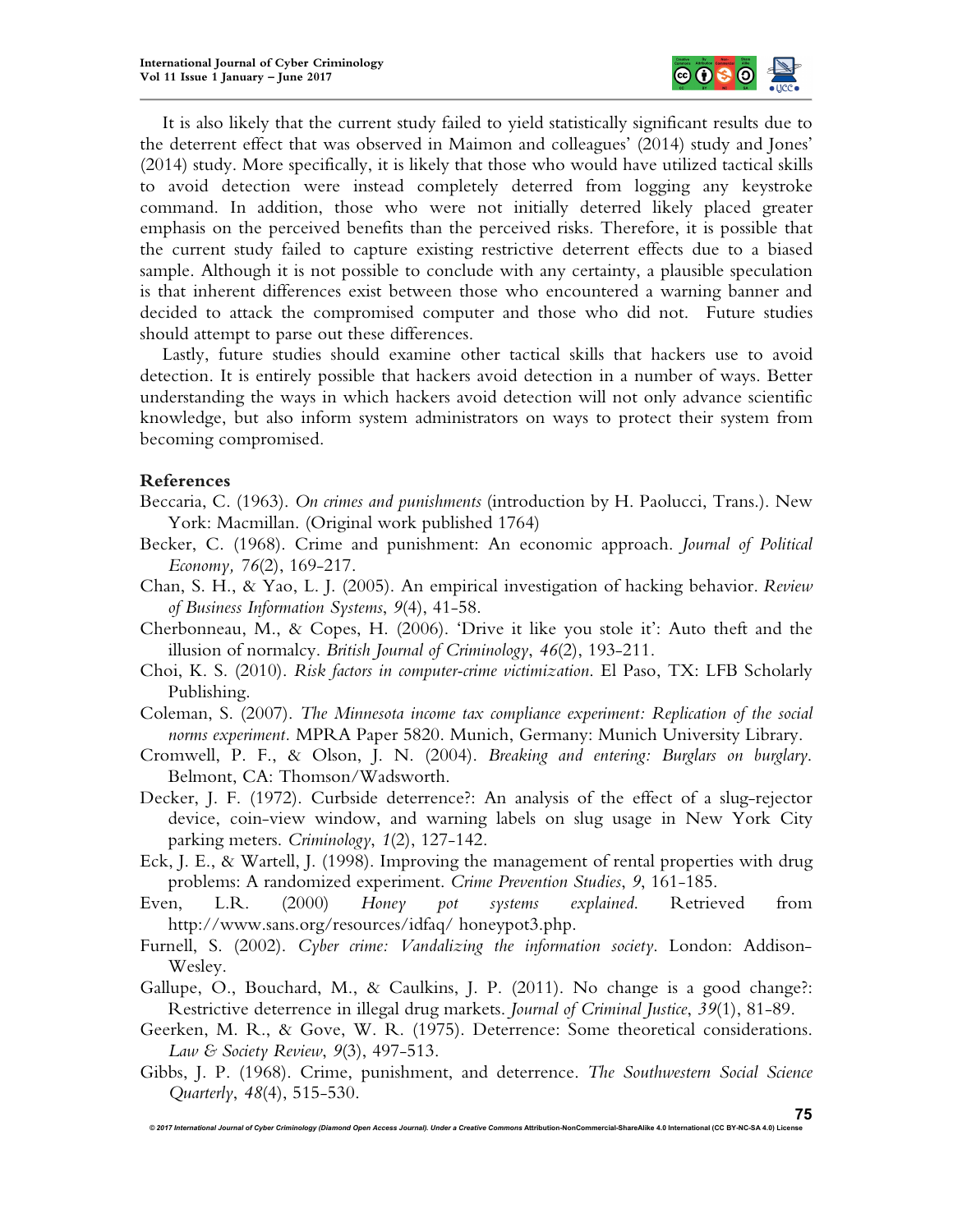It is also likely that the current study failed to yield statistically significant results due to the deterrent effect that was observed in Maimon and colleagues' (2014) study and Jones' (2014) study. More specifically, it is likely that those who would have utilized tactical skills to avoid detection were instead completely deterred from logging any keystroke command. In addition, those who were not initially deterred likely placed greater emphasis on the perceived benefits than the perceived risks. Therefore, it is possible that the current study failed to capture existing restrictive deterrent effects due to a biased sample. Although it is not possible to conclude with any certainty, a plausible speculation is that inherent differences exist between those who encountered a warning banner and decided to attack the compromised computer and those who did not. Future studies should attempt to parse out these differences.

Lastly, future studies should examine other tactical skills that hackers use to avoid detection. It is entirely possible that hackers avoid detection in a number of ways. Better understanding the ways in which hackers avoid detection will not only advance scientific knowledge, but also inform system administrators on ways to protect their system from becoming compromised.

## References

Beccaria, C. (1963). *On crimes and punishments* (introduction by H. Paolucci, Trans.). New York: Macmillan. (Original work published 1764)

Becker, C. (1968). Crime and punishment: An economic approach. *Journal of Political Economy, 76*(2), 169-217.

Chan, S. H., & Yao, L. J. (2005). An empirical investigation of hacking behavior. *Review of Business Information Systems*, *9*(4), 41-58.

Cherbonneau, M., & Copes, H. (2006). 'Drive it like you stole it': Auto theft and the illusion of normalcy. *British Journal of Criminology*, *46*(2), 193-211.

Choi, K. S. (2010). *Risk factors in computer-crime victimization*. El Paso, TX: LFB Scholarly Publishing.

Coleman, S. (2007). *The Minnesota income tax compliance experiment: Replication of the social norms experiment*. MPRA Paper 5820. Munich, Germany: Munich University Library.

Cromwell, P. F., & Olson, J. N. (2004). *Breaking and entering: Burglars on burglary*. Belmont, CA: Thomson/Wadsworth.

Decker, J. F. (1972). Curbside deterrence?: An analysis of the effect of a slug-rejector device, coin-view window, and warning labels on slug usage in New York City parking meters. *Criminology*, *1*(2), 127-142.

Eck, J. E., & Wartell, J. (1998). Improving the management of rental properties with drug problems: A randomized experiment. *Crime Prevention Studies*, *9*, 161-185.

Even, L.R. (2000) *Honey pot systems explained.* Retrieved from http://www.sans.org/resources/idfaq/ honeypot3.php.

Furnell, S. (2002). *Cyber crime: Vandalizing the information society*. London: Addison-Wesley.

Gallupe, O., Bouchard, M., & Caulkins, J. P. (2011). No change is a good change?: Restrictive deterrence in illegal drug markets. *Journal of Criminal Justice*, *39*(1), 81-89.

Geerken, M. R., & Gove, W. R. (1975). Deterrence: Some theoretical considerations. *Law & Society Review*, *9*(3), 497-513.

Gibbs, J. P. (1968). Crime, punishment, and deterrence. *The Southwestern Social Science Quarterly*, *48*(4), 515-530.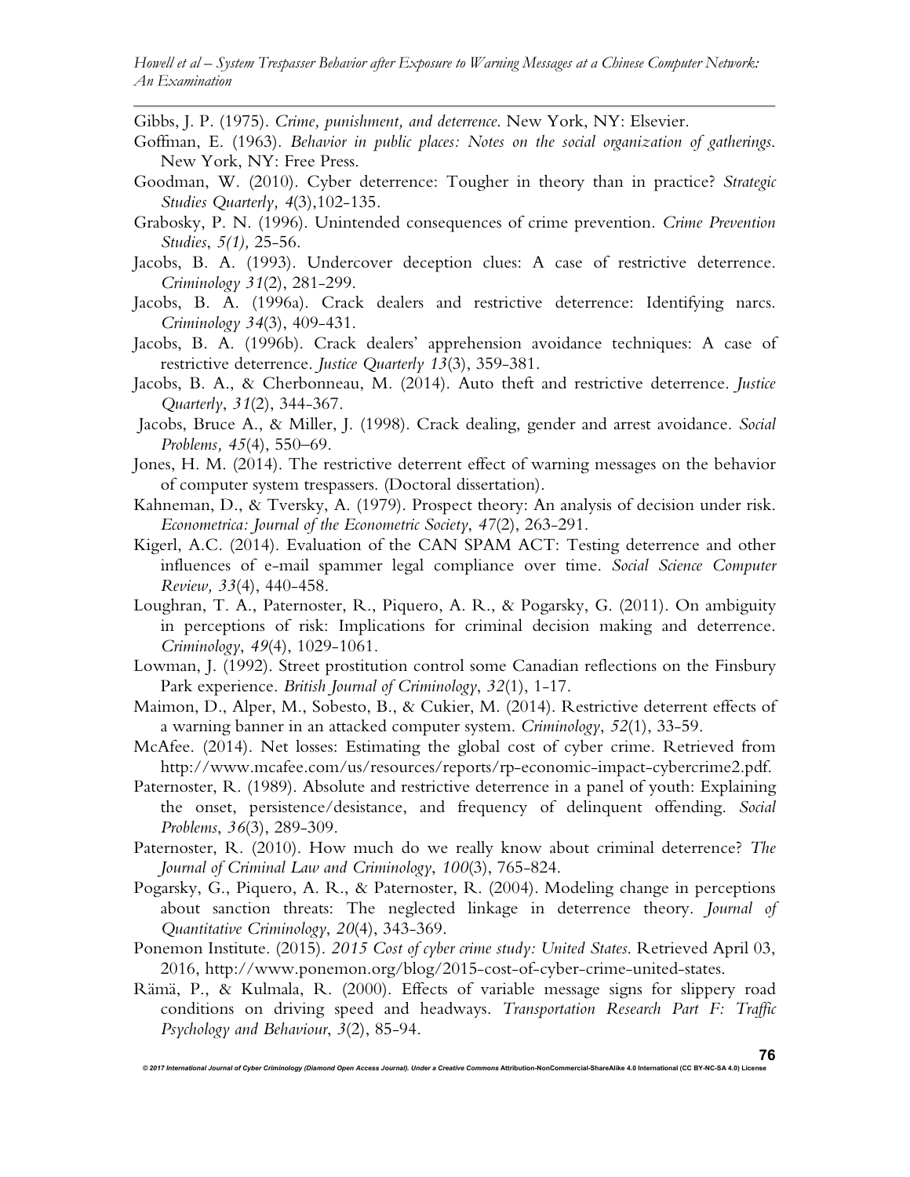Gibbs, J. P. (1975). *Crime, punishment, and deterrence*. New York, NY: Elsevier.

Goffman, E. (1963). *Behavior in public places: Notes on the social organization of gatherings*. New York, NY: Free Press.

Goodman, W. (2010). Cyber deterrence: Tougher in theory than in practice? *Strategic Studies Quarterly, 4*(3),102-135.

Grabosky, P. N. (1996). Unintended consequences of crime prevention. *Crime Prevention Studies*, *5(1),* 25-56.

Jacobs, B. A. (1993). Undercover deception clues: A case of restrictive deterrence. *Criminology 31*(2), 281-299.

Jacobs, B. A. (1996a). Crack dealers and restrictive deterrence: Identifying narcs. *Criminology 34*(3), 409-431.

Jacobs, B. A. (1996b). Crack dealers' apprehension avoidance techniques: A case of restrictive deterrence. *Justice Quarterly 13*(3), 359-381.

Jacobs, B. A., & Cherbonneau, M. (2014). Auto theft and restrictive deterrence. *Justice Quarterly*, *31*(2), 344-367.

Jacobs, Bruce A., & Miller, J. (1998). Crack dealing, gender and arrest avoidance. *Social Problems, 45*(4), 550–69.

Jones, H. M. (2014). The restrictive deterrent effect of warning messages on the behavior of computer system trespassers. (Doctoral dissertation).

Kahneman, D., & Tversky, A. (1979). Prospect theory: An analysis of decision under risk. *Econometrica: Journal of the Econometric Society*, *47*(2), 263-291.

Kigerl, A.C. (2014). Evaluation of the CAN SPAM ACT: Testing deterrence and other influences of e-mail spammer legal compliance over time. *Social Science Computer Review, 33*(4), 440-458.

Loughran, T. A., Paternoster, R., Piquero, A. R., & Pogarsky, G. (2011). On ambiguity in perceptions of risk: Implications for criminal decision making and deterrence. *Criminology*, *49*(4), 1029-1061.

Lowman, J. (1992). Street prostitution control some Canadian reflections on the Finsbury Park experience. *British Journal of Criminology*, *32*(1), 1-17.

Maimon, D., Alper, M., Sobesto, B., & Cukier, M. (2014). Restrictive deterrent effects of a warning banner in an attacked computer system. *Criminology*, *52*(1), 33-59.

McAfee. (2014). Net losses: Estimating the global cost of cyber crime. Retrieved from http://www.mcafee.com/us/resources/reports/rp-economic-impact-cybercrime2.pdf.

Paternoster, R. (1989). Absolute and restrictive deterrence in a panel of youth: Explaining the onset, persistence/desistance, and frequency of delinquent offending. *Social Problems*, *36*(3), 289-309.

Paternoster, R. (2010). How much do we really know about criminal deterrence? *The Journal of Criminal Law and Criminology*, *100*(3), 765-824.

Pogarsky, G., Piquero, A. R., & Paternoster, R. (2004). Modeling change in perceptions about sanction threats: The neglected linkage in deterrence theory. *Journal of Quantitative Criminology*, *20*(4), 343-369.

Ponemon Institute. (2015). *2015 Cost of cyber crime study: United States*. Retrieved April 03, 2016, http://www.ponemon.org/blog/2015-cost-of-cyber-crime-united-states.

Rämä, P., & Kulmala, R. (2000). Effects of variable message signs for slippery road conditions on driving speed and headways. *Transportation Research Part F: Traffic Psychology and Behaviour*, *3*(2), 85-94.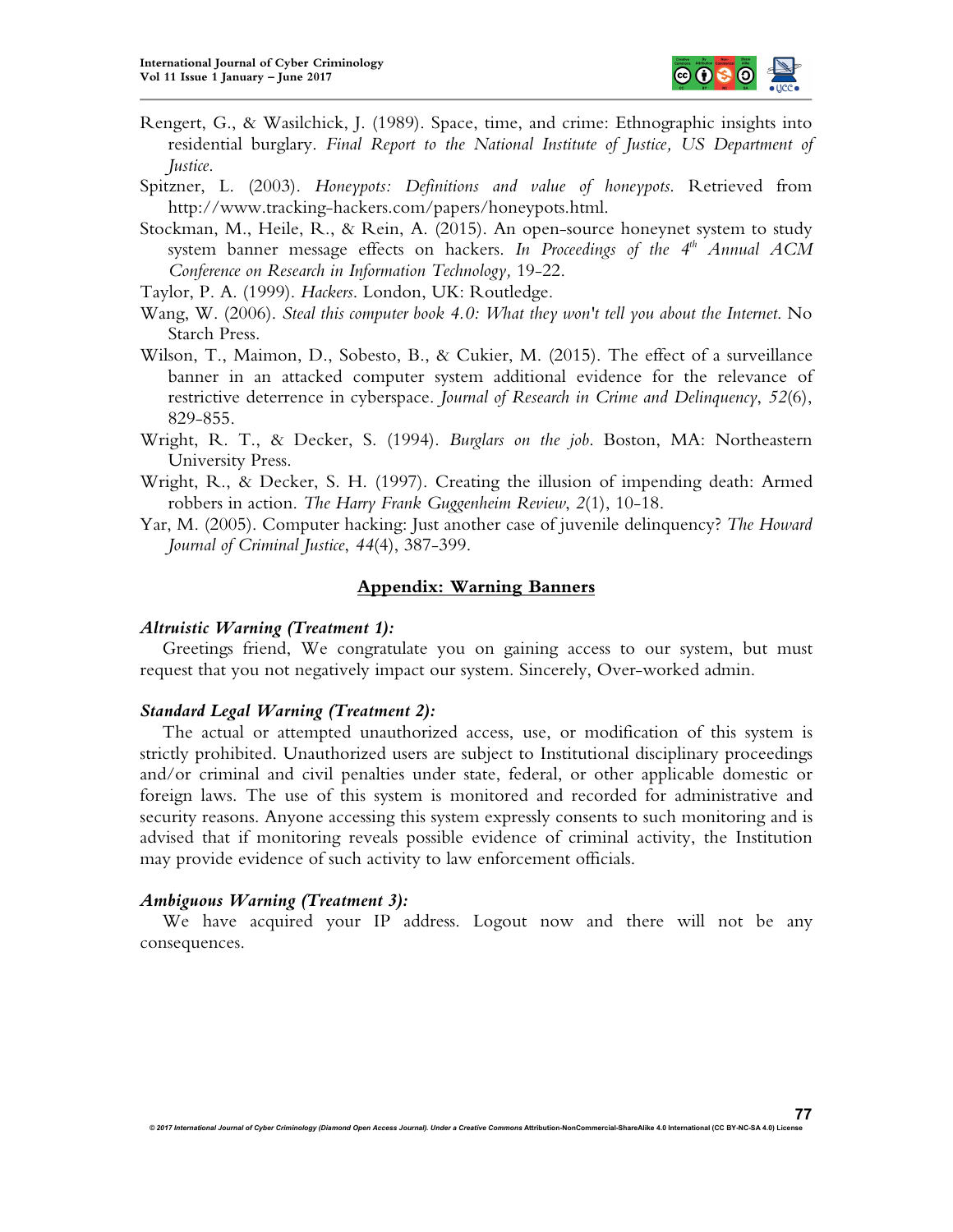Rengert, G., & Wasilchick, J. (1989). Space, time, and crime: Ethnographic insights into residential burglary. *Final Report to the National Institute of Justice, US Department of Justice*.

Spitzner, L. (2003). *Honeypots: Definitions and value of honeypots.* Retrieved from http://www.tracking-hackers.com/papers/honeypots.html.

Stockman, M., Heile, R., & Rein, A. (2015). An open-source honeynet system to study system banner message effects on hackers. *In Proceedings of the 4th Annual ACM Conference on Research in Information Technology,* 19-22.

Taylor, P. A. (1999). *Hackers*. London, UK: Routledge.

Wang, W. (2006). *Steal this computer book 4.0: What they won't tell you about the Internet.* No Starch Press.

Wilson, T., Maimon, D., Sobesto, B., & Cukier, M. (2015). The effect of a surveillance banner in an attacked computer system additional evidence for the relevance of restrictive deterrence in cyberspace. *Journal of Research in Crime and Delinquency*, *52*(6), 829-855.

Wright, R. T., & Decker, S. (1994). *Burglars on the job*. Boston, MA: Northeastern University Press.

Wright, R., & Decker, S. H. (1997). Creating the illusion of impending death: Armed robbers in action. *The Harry Frank Guggenheim Review*, *2*(1), 10-18.

Yar, M. (2005). Computer hacking: Just another case of juvenile delinquency? *The Howard Journal of Criminal Justice*, *44*(4), 387-399.

## Appendix: Warning Banners

***Altruistic Warning (Treatment 1):***

Greetings friend, We congratulate you on gaining access to our system, but must request that you not negatively impact our system. Sincerely, Over-worked admin.

***Standard Legal Warning (Treatment 2):***

The actual or attempted unauthorized access, use, or modification of this system is strictly prohibited. Unauthorized users are subject to Institutional disciplinary proceedings and/or criminal and civil penalties under state, federal, or other applicable domestic or foreign laws. The use of this system is monitored and recorded for administrative and security reasons. Anyone accessing this system expressly consents to such monitoring and is advised that if monitoring reveals possible evidence of criminal activity, the Institution may provide evidence of such activity to law enforcement officials.

***Ambiguous Warning (Treatment 3):***

We have acquired your IP address. Logout now and there will not be any consequences.